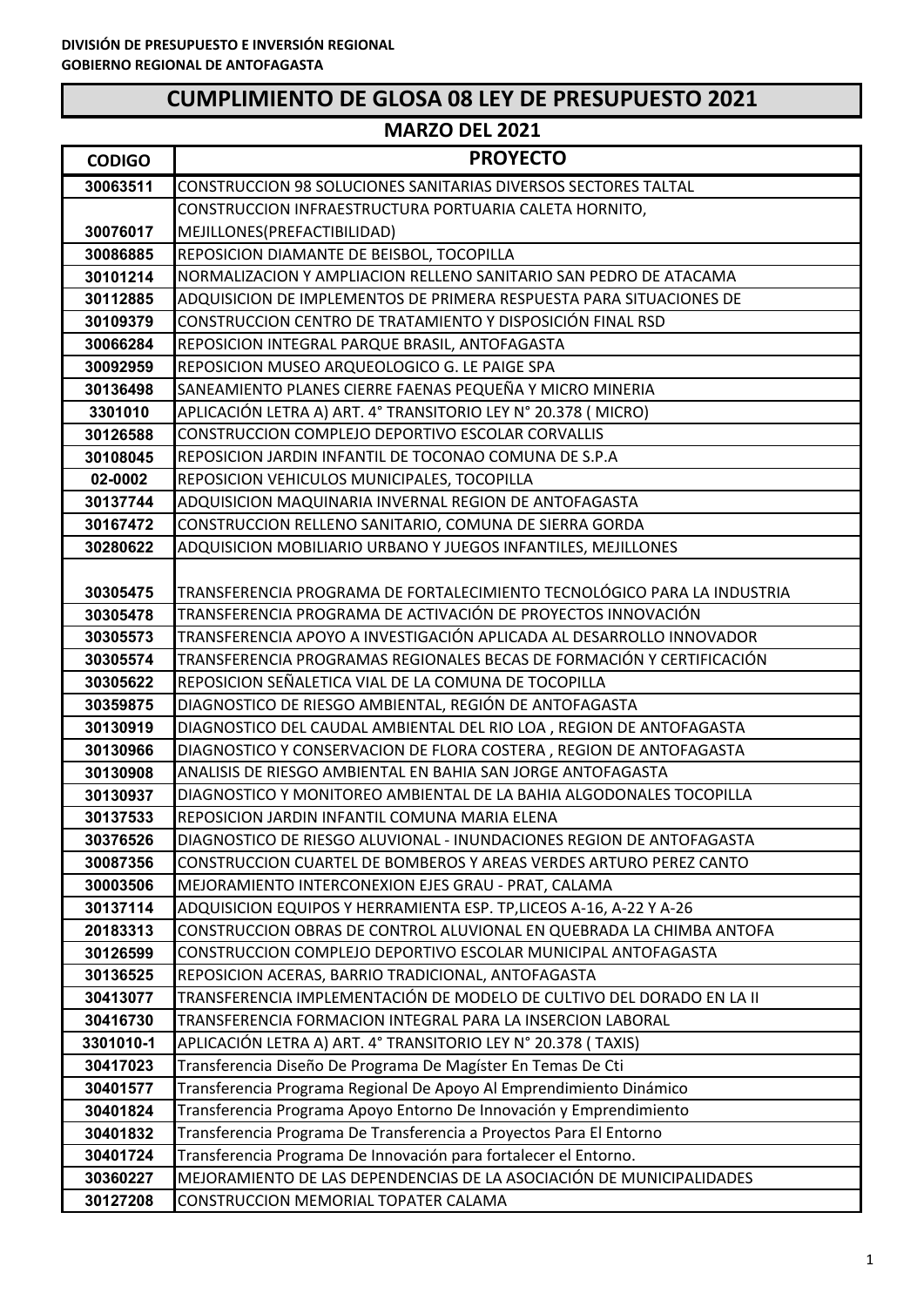**DIVISIÓN DE PRESUPUESTO E INVERSIÓN REGIONAL**
**GOBIERNO REGIONAL DE ANTOFAGASTA**

# CUMPLIMIENTO DE GLOSA 08 LEY DE PRESUPUESTO 2021

## MARZO DEL 2021

| CODIGO | PROYECTO |
|---|---|
| 30063511 | CONSTRUCCION 98 SOLUCIONES SANITARIAS DIVERSOS SECTORES TALTAL |
| 30076017 | CONSTRUCCION INFRAESTRUCTURA PORTUARIA CALETA HORNITO, MEJILLONES(PREFACTIBILIDAD) |
| 30086885 | REPOSICION DIAMANTE DE BEISBOL, TOCOPILLA |
| 30101214 | NORMALIZACION Y AMPLIACION RELLENO SANITARIO SAN PEDRO DE ATACAMA |
| 30112885 | ADQUISICION DE IMPLEMENTOS DE PRIMERA RESPUESTA PARA SITUACIONES DE |
| 30109379 | CONSTRUCCION CENTRO DE TRATAMIENTO Y DISPOSICIÓN FINAL RSD |
| 30066284 | REPOSICION INTEGRAL PARQUE BRASIL, ANTOFAGASTA |
| 30092959 | REPOSICION MUSEO ARQUEOLOGICO G. LE PAIGE SPA |
| 30136498 | SANEAMIENTO PLANES CIERRE FAENAS PEQUEÑA Y MICRO MINERIA |
| 3301010 | APLICACIÓN LETRA A) ART. 4° TRANSITORIO LEY N° 20.378 ( MICRO) |
| 30126588 | CONSTRUCCION COMPLEJO DEPORTIVO ESCOLAR CORVALLIS |
| 30108045 | REPOSICION JARDIN INFANTIL DE TOCONAO COMUNA DE S.P.A |
| 02-0002 | REPOSICION VEHICULOS MUNICIPALES, TOCOPILLA |
| 30137744 | ADQUISICION MAQUINARIA INVERNAL REGION DE ANTOFAGASTA |
| 30167472 | CONSTRUCCION RELLENO SANITARIO, COMUNA DE SIERRA GORDA |
| 30280622 | ADQUISICION MOBILIARIO URBANO Y JUEGOS INFANTILES, MEJILLONES |
| 30305475 | TRANSFERENCIA PROGRAMA DE FORTALECIMIENTO TECNOLÓGICO PARA LA INDUSTRIA |
| 30305478 | TRANSFERENCIA PROGRAMA DE ACTIVACIÓN DE PROYECTOS INNOVACIÓN |
| 30305573 | TRANSFERENCIA APOYO A INVESTIGACIÓN APLICADA AL DESARROLLO INNOVADOR |
| 30305574 | TRANSFERENCIA PROGRAMAS REGIONALES BECAS DE FORMACIÓN Y CERTIFICACIÓN |
| 30305622 | REPOSICION SEÑALETICA VIAL DE LA COMUNA DE TOCOPILLA |
| 30359875 | DIAGNOSTICO DE RIESGO AMBIENTAL, REGIÓN DE ANTOFAGASTA |
| 30130919 | DIAGNOSTICO DEL CAUDAL AMBIENTAL DEL RIO LOA , REGION DE ANTOFAGASTA |
| 30130966 | DIAGNOSTICO Y CONSERVACION DE FLORA COSTERA , REGION DE ANTOFAGASTA |
| 30130908 | ANALISIS DE RIESGO AMBIENTAL EN BAHIA SAN JORGE ANTOFAGASTA |
| 30130937 | DIAGNOSTICO Y MONITOREO AMBIENTAL DE LA BAHIA ALGODONALES TOCOPILLA |
| 30137533 | REPOSICION JARDIN INFANTIL COMUNA MARIA ELENA |
| 30376526 | DIAGNOSTICO DE RIESGO ALUVIONAL - INUNDACIONES REGION DE ANTOFAGASTA |
| 30087356 | CONSTRUCCION CUARTEL DE BOMBEROS Y AREAS VERDES ARTURO PEREZ CANTO |
| 30003506 | MEJORAMIENTO INTERCONEXION EJES GRAU - PRAT, CALAMA |
| 30137114 | ADQUISICION EQUIPOS Y HERRAMIENTA ESP. TP,LICEOS A-16, A-22 Y A-26 |
| 20183313 | CONSTRUCCION OBRAS DE CONTROL ALUVIONAL EN QUEBRADA LA CHIMBA ANTOFA |
| 30126599 | CONSTRUCCION COMPLEJO DEPORTIVO ESCOLAR MUNICIPAL ANTOFAGASTA |
| 30136525 | REPOSICION ACERAS, BARRIO TRADICIONAL, ANTOFAGASTA |
| 30413077 | TRANSFERENCIA IMPLEMENTACIÓN DE MODELO DE CULTIVO DEL DORADO EN LA II |
| 30416730 | TRANSFERENCIA FORMACION INTEGRAL PARA LA INSERCION LABORAL |
| 3301010-1 | APLICACIÓN LETRA A) ART. 4° TRANSITORIO LEY N° 20.378 ( TAXIS) |
| 30417023 | Transferencia Diseño De Programa De Magíster En Temas De Cti |
| 30401577 | Transferencia Programa Regional De Apoyo Al Emprendimiento Dinámico |
| 30401824 | Transferencia Programa Apoyo Entorno De Innovación y Emprendimiento |
| 30401832 | Transferencia Programa De Transferencia a Proyectos Para El Entorno |
| 30401724 | Transferencia Programa De Innovación para fortalecer el Entorno. |
| 30360227 | MEJORAMIENTO DE LAS DEPENDENCIAS DE LA ASOCIACIÓN DE MUNICIPALIDADES |
| 30127208 | CONSTRUCCION MEMORIAL TOPATER CALAMA |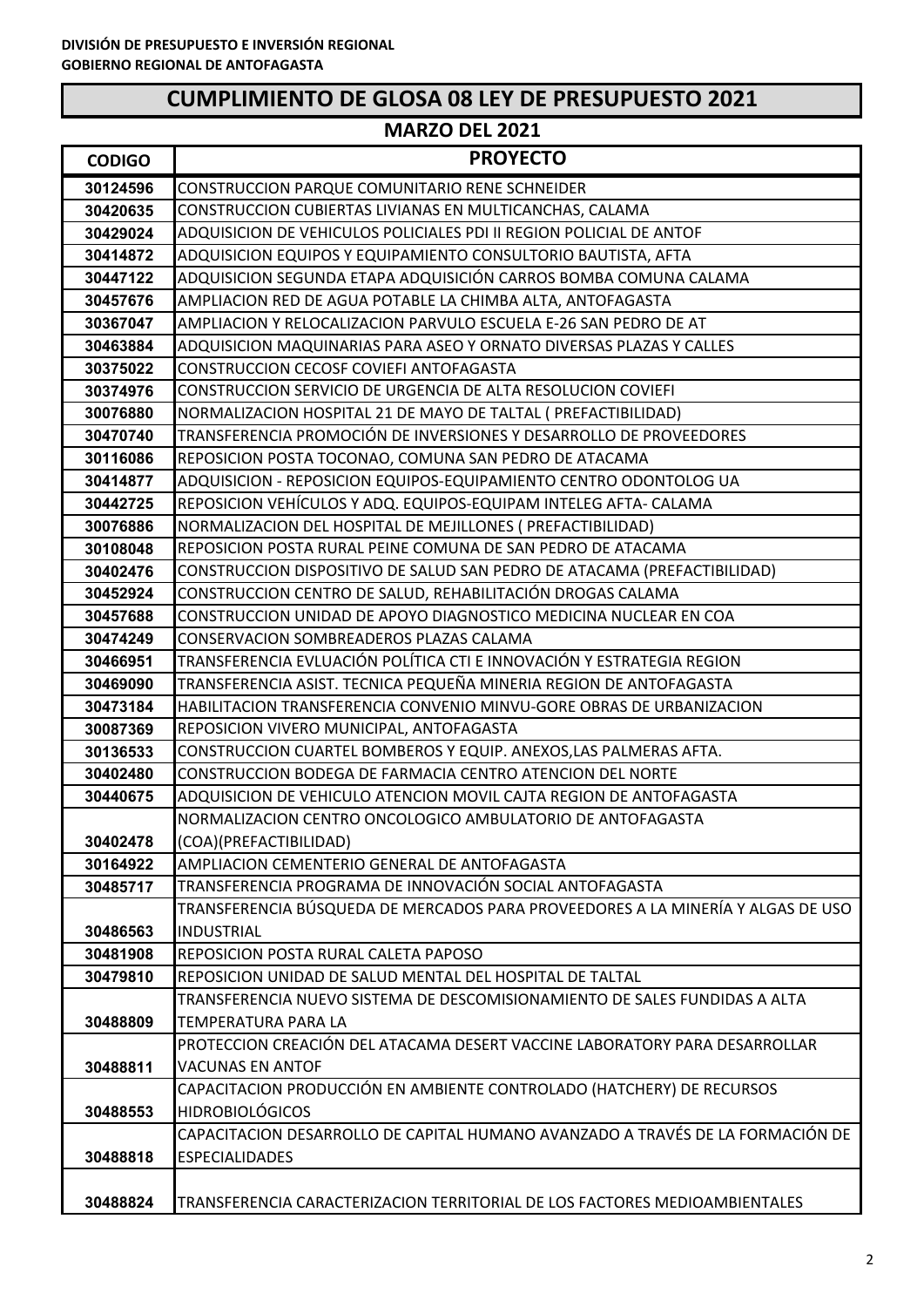**DIVISIÓN DE PRESUPUESTO E INVERSIÓN REGIONAL**
**GOBIERNO REGIONAL DE ANTOFAGASTA**

# CUMPLIMIENTO DE GLOSA 08 LEY DE PRESUPUESTO 2021

## MARZO DEL 2021

| CODIGO | PROYECTO |
|---|---|
| 30124596 | CONSTRUCCION PARQUE COMUNITARIO RENE SCHNEIDER |
| 30420635 | CONSTRUCCION CUBIERTAS LIVIANAS EN MULTICANCHAS, CALAMA |
| 30429024 | ADQUISICION DE VEHICULOS POLICIALES PDI II REGION POLICIAL DE ANTOF |
| 30414872 | ADQUISICION EQUIPOS Y EQUIPAMIENTO CONSULTORIO BAUTISTA, AFTA |
| 30447122 | ADQUISICION SEGUNDA ETAPA ADQUISICIÓN CARROS BOMBA COMUNA CALAMA |
| 30457676 | AMPLIACION RED DE AGUA POTABLE LA CHIMBA ALTA, ANTOFAGASTA |
| 30367047 | AMPLIACION Y RELOCALIZACION PARVULO ESCUELA E-26 SAN PEDRO DE AT |
| 30463884 | ADQUISICION MAQUINARIAS PARA ASEO Y ORNATO DIVERSAS PLAZAS Y CALLES |
| 30375022 | CONSTRUCCION CECOSF COVIEFI ANTOFAGASTA |
| 30374976 | CONSTRUCCION SERVICIO DE URGENCIA DE ALTA RESOLUCION COVIEFI |
| 30076880 | NORMALIZACION HOSPITAL 21 DE MAYO DE TALTAL ( PREFACTIBILIDAD) |
| 30470740 | TRANSFERENCIA PROMOCIÓN DE INVERSIONES Y DESARROLLO DE PROVEEDORES |
| 30116086 | REPOSICION POSTA TOCONAO, COMUNA SAN PEDRO DE ATACAMA |
| 30414877 | ADQUISICION - REPOSICION EQUIPOS-EQUIPAMIENTO CENTRO ODONTOLOG UA |
| 30442725 | REPOSICION VEHÍCULOS Y ADQ. EQUIPOS-EQUIPAM INTELEG AFTA- CALAMA |
| 30076886 | NORMALIZACION DEL HOSPITAL DE MEJILLONES ( PREFACTIBILIDAD) |
| 30108048 | REPOSICION POSTA RURAL PEINE COMUNA DE SAN PEDRO DE ATACAMA |
| 30402476 | CONSTRUCCION DISPOSITIVO DE SALUD SAN PEDRO DE ATACAMA (PREFACTIBILIDAD) |
| 30452924 | CONSTRUCCION CENTRO DE SALUD, REHABILITACIÓN DROGAS CALAMA |
| 30457688 | CONSTRUCCION UNIDAD DE APOYO DIAGNOSTICO MEDICINA NUCLEAR EN COA |
| 30474249 | CONSERVACION SOMBREADEROS PLAZAS CALAMA |
| 30466951 | TRANSFERENCIA EVLUACIÓN POLÍTICA CTI E INNOVACIÓN Y ESTRATEGIA REGION |
| 30469090 | TRANSFERENCIA ASIST. TECNICA PEQUEÑA MINERIA REGION DE ANTOFAGASTA |
| 30473184 | HABILITACION TRANSFERENCIA CONVENIO MINVU-GORE OBRAS DE URBANIZACION |
| 30087369 | REPOSICION VIVERO MUNICIPAL, ANTOFAGASTA |
| 30136533 | CONSTRUCCION CUARTEL BOMBEROS Y EQUIP. ANEXOS,LAS PALMERAS AFTA. |
| 30402480 | CONSTRUCCION BODEGA DE FARMACIA CENTRO ATENCION DEL NORTE |
| 30440675 | ADQUISICION DE VEHICULO ATENCION MOVIL CAJTA REGION DE ANTOFAGASTA |
| 30402478 | NORMALIZACION CENTRO ONCOLOGICO AMBULATORIO DE ANTOFAGASTA (COA)(PREFACTIBILIDAD) |
| 30164922 | AMPLIACION CEMENTERIO GENERAL DE ANTOFAGASTA |
| 30485717 | TRANSFERENCIA PROGRAMA DE INNOVACIÓN SOCIAL ANTOFAGASTA |
| 30486563 | TRANSFERENCIA BÚSQUEDA DE MERCADOS PARA PROVEEDORES A LA MINERÍA Y ALGAS DE USO INDUSTRIAL |
| 30481908 | REPOSICION POSTA RURAL CALETA PAPOSO |
| 30479810 | REPOSICION UNIDAD DE SALUD MENTAL DEL HOSPITAL DE TALTAL |
| 30488809 | TRANSFERENCIA NUEVO SISTEMA DE DESCOMISIONAMIENTO DE SALES FUNDIDAS A ALTA TEMPERATURA PARA LA |
| 30488811 | PROTECCION CREACIÓN DEL ATACAMA DESERT VACCINE LABORATORY PARA DESARROLLAR VACUNAS EN ANTOF |
| 30488553 | CAPACITACION PRODUCCIÓN EN AMBIENTE CONTROLADO (HATCHERY) DE RECURSOS HIDROBIOLÓGICOS |
| 30488818 | CAPACITACION DESARROLLO DE CAPITAL HUMANO AVANZADO A TRAVÉS DE LA FORMACIÓN DE ESPECIALIDADES |
| 30488824 | TRANSFERENCIA CARACTERIZACION TERRITORIAL DE LOS FACTORES MEDIOAMBIENTALES |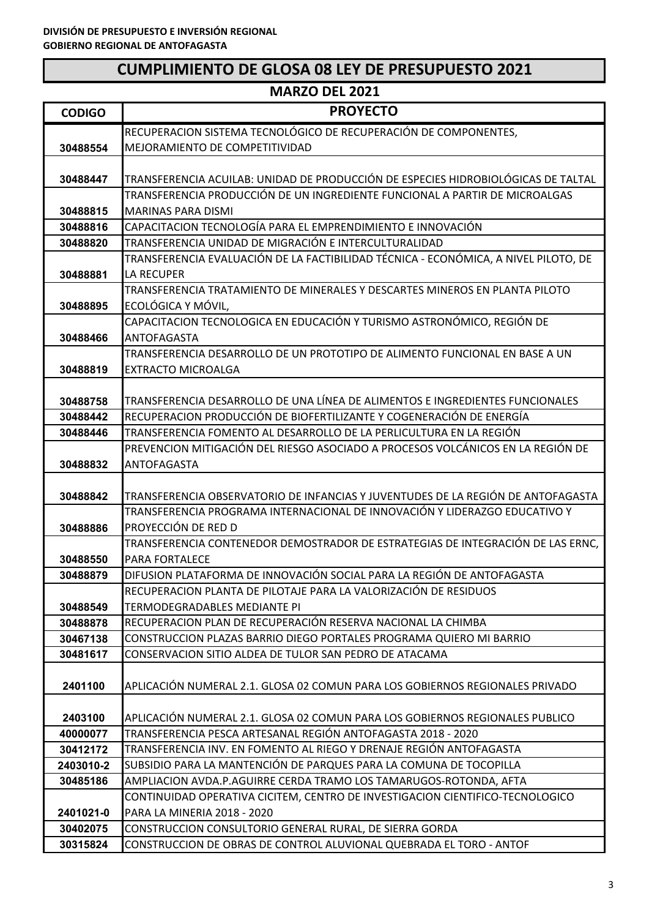**DIVISIÓN DE PRESUPUESTO E INVERSIÓN REGIONAL**
**GOBIERNO REGIONAL DE ANTOFAGASTA**

# CUMPLIMIENTO DE GLOSA 08 LEY DE PRESUPUESTO 2021

## MARZO DEL 2021

| CODIGO | PROYECTO |
|---|---|
| 30488554 | RECUPERACION SISTEMA TECNOLÓGICO DE RECUPERACIÓN DE COMPONENTES, MEJORAMIENTO DE COMPETITIVIDAD |
| 30488447 | TRANSFERENCIA ACUILAB: UNIDAD DE PRODUCCIÓN DE ESPECIES HIDROBIOLÓGICAS DE TALTAL |
| 30488815 | TRANSFERENCIA PRODUCCIÓN DE UN INGREDIENTE FUNCIONAL A PARTIR DE MICROALGAS MARINAS PARA DISMI |
| 30488816 | CAPACITACION TECNOLOGÍA PARA EL EMPRENDIMIENTO E INNOVACIÓN |
| 30488820 | TRANSFERENCIA UNIDAD DE MIGRACIÓN E INTERCULTURALIDAD |
| 30488881 | TRANSFERENCIA EVALUACIÓN DE LA FACTIBILIDAD TÉCNICA - ECONÓMICA, A NIVEL PILOTO, DE LA RECUPER |
| 30488895 | TRANSFERENCIA TRATAMIENTO DE MINERALES Y DESCARTES MINEROS EN PLANTA PILOTO ECOLÓGICA Y MÓVIL, |
| 30488466 | CAPACITACION TECNOLOGICA EN EDUCACIÓN Y TURISMO ASTRONÓMICO, REGIÓN DE ANTOFAGASTA |
| 30488819 | TRANSFERENCIA DESARROLLO DE UN PROTOTIPO DE ALIMENTO FUNCIONAL EN BASE A UN EXTRACTO MICROALGA |
| 30488758 | TRANSFERENCIA DESARROLLO DE UNA LÍNEA DE ALIMENTOS E INGREDIENTES FUNCIONALES |
| 30488442 | RECUPERACION PRODUCCIÓN DE BIOFERTILIZANTE Y COGENERACIÓN DE ENERGÍA |
| 30488446 | TRANSFERENCIA FOMENTO AL DESARROLLO DE LA PERLICULTURA EN LA REGIÓN |
| 30488832 | PREVENCION MITIGACIÓN DEL RIESGO ASOCIADO A PROCESOS VOLCÁNICOS EN LA REGIÓN DE ANTOFAGASTA |
| 30488842 | TRANSFERENCIA OBSERVATORIO DE INFANCIAS Y JUVENTUDES DE LA REGIÓN DE ANTOFAGASTA |
| 30488886 | TRANSFERENCIA PROGRAMA INTERNACIONAL DE INNOVACIÓN Y LIDERAZGO EDUCATIVO Y PROYECCIÓN DE RED D |
| 30488550 | TRANSFERENCIA CONTENEDOR DEMOSTRADOR DE ESTRATEGIAS DE INTEGRACIÓN DE LAS ERNC, PARA FORTALECE |
| 30488879 | DIFUSION PLATAFORMA DE INNOVACIÓN SOCIAL PARA LA REGIÓN DE ANTOFAGASTA |
| 30488549 | RECUPERACION PLANTA DE PILOTAJE PARA LA VALORIZACIÓN DE RESIDUOS TERMODEGRADABLES MEDIANTE PI |
| 30488878 | RECUPERACION PLAN DE RECUPERACIÓN RESERVA NACIONAL LA CHIMBA |
| 30467138 | CONSTRUCCION PLAZAS BARRIO DIEGO PORTALES PROGRAMA QUIERO MI BARRIO |
| 30481617 | CONSERVACION SITIO ALDEA DE TULOR SAN PEDRO DE ATACAMA |
| 2401100 | APLICACIÓN NUMERAL 2.1. GLOSA 02 COMUN PARA LOS GOBIERNOS REGIONALES PRIVADO |
| 2403100 | APLICACIÓN NUMERAL 2.1. GLOSA 02 COMUN PARA LOS GOBIERNOS REGIONALES PUBLICO |
| 40000077 | TRANSFERENCIA PESCA ARTESANAL REGIÓN ANTOFAGASTA 2018 - 2020 |
| 30412172 | TRANSFERENCIA INV. EN FOMENTO AL RIEGO Y DRENAJE REGIÓN ANTOFAGASTA |
| 2403010-2 | SUBSIDIO PARA LA MANTENCIÓN DE PARQUES PARA LA COMUNA DE TOCOPILLA |
| 30485186 | AMPLIACION AVDA.P.AGUIRRE CERDA TRAMO LOS TAMARUGOS-ROTONDA, AFTA |
| 2401021-0 | CONTINUIDAD OPERATIVA CICITEM, CENTRO DE INVESTIGACION CIENTIFICO-TECNOLOGICO PARA LA MINERIA 2018 - 2020 |
| 30402075 | CONSTRUCCION CONSULTORIO GENERAL RURAL, DE SIERRA GORDA |
| 30315824 | CONSTRUCCION DE OBRAS DE CONTROL ALUVIONAL QUEBRADA EL TORO - ANTOF |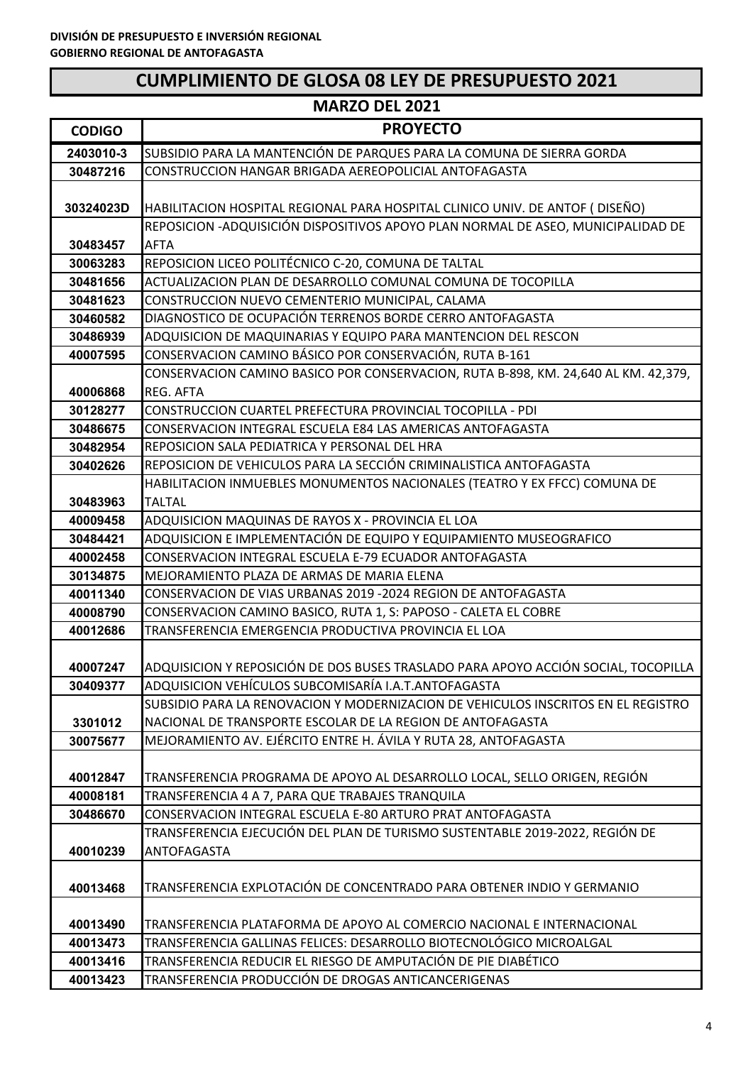**DIVISIÓN DE PRESUPUESTO E INVERSIÓN REGIONAL**
**GOBIERNO REGIONAL DE ANTOFAGASTA**

# CUMPLIMIENTO DE GLOSA 08 LEY DE PRESUPUESTO 2021

## MARZO DEL 2021

| CODIGO | PROYECTO |
|---|---|
| 2403010-3 | SUBSIDIO PARA LA MANTENCIÓN DE PARQUES PARA LA COMUNA DE SIERRA GORDA |
| 30487216 | CONSTRUCCION HANGAR BRIGADA AEREOPOLICIAL ANTOFAGASTA |
| 30324023D | HABILITACION HOSPITAL REGIONAL PARA HOSPITAL CLINICO UNIV. DE ANTOF ( DISEÑO) |
| 30483457 | REPOSICION -ADQUISICIÓN DISPOSITIVOS APOYO PLAN NORMAL DE ASEO, MUNICIPALIDAD DE AFTA |
| 30063283 | REPOSICION LICEO POLITÉCNICO C-20, COMUNA DE TALTAL |
| 30481656 | ACTUALIZACION PLAN DE DESARROLLO COMUNAL COMUNA DE TOCOPILLA |
| 30481623 | CONSTRUCCION NUEVO CEMENTERIO MUNICIPAL, CALAMA |
| 30460582 | DIAGNOSTICO DE OCUPACIÓN TERRENOS BORDE CERRO ANTOFAGASTA |
| 30486939 | ADQUISICION DE MAQUINARIAS Y EQUIPO PARA MANTENCION DEL RESCON |
| 40007595 | CONSERVACION CAMINO BÁSICO POR CONSERVACIÓN, RUTA B-161 |
| 40006868 | CONSERVACION CAMINO BASICO POR CONSERVACION, RUTA B-898, KM. 24,640 AL KM. 42,379, REG. AFTA |
| 30128277 | CONSTRUCCION CUARTEL PREFECTURA PROVINCIAL TOCOPILLA - PDI |
| 30486675 | CONSERVACION INTEGRAL ESCUELA E84 LAS AMERICAS ANTOFAGASTA |
| 30482954 | REPOSICION SALA PEDIATRICA Y PERSONAL DEL HRA |
| 30402626 | REPOSICION DE VEHICULOS PARA LA SECCIÓN CRIMINALISTICA ANTOFAGASTA |
| 30483963 | HABILITACION INMUEBLES MONUMENTOS NACIONALES (TEATRO Y EX FFCC) COMUNA DE TALTAL |
| 40009458 | ADQUISICION MAQUINAS DE RAYOS X - PROVINCIA EL LOA |
| 30484421 | ADQUISICION E IMPLEMENTACIÓN DE EQUIPO Y EQUIPAMIENTO MUSEOGRAFICO |
| 40002458 | CONSERVACION INTEGRAL ESCUELA E-79 ECUADOR ANTOFAGASTA |
| 30134875 | MEJORAMIENTO PLAZA DE ARMAS DE MARIA ELENA |
| 40011340 | CONSERVACION DE VIAS URBANAS 2019 -2024 REGION DE ANTOFAGASTA |
| 40008790 | CONSERVACION CAMINO BASICO, RUTA 1, S: PAPOSO - CALETA EL COBRE |
| 40012686 | TRANSFERENCIA EMERGENCIA PRODUCTIVA PROVINCIA EL LOA |
| 40007247 | ADQUISICION Y REPOSICIÓN DE DOS BUSES TRASLADO PARA APOYO ACCIÓN SOCIAL, TOCOPILLA |
| 30409377 | ADQUISICION VEHÍCULOS SUBCOMISARÍA I.A.T.ANTOFAGASTA |
| 3301012 | SUBSIDIO PARA LA RENOVACION Y MODERNIZACION DE VEHICULOS INSCRITOS EN EL REGISTRO NACIONAL DE TRANSPORTE ESCOLAR DE LA REGION DE ANTOFAGASTA |
| 30075677 | MEJORAMIENTO AV. EJÉRCITO ENTRE H. ÁVILA Y RUTA 28, ANTOFAGASTA |
| 40012847 | TRANSFERENCIA PROGRAMA DE APOYO AL DESARROLLO LOCAL, SELLO ORIGEN, REGIÓN |
| 40008181 | TRANSFERENCIA 4 A 7, PARA QUE TRABAJES TRANQUILA |
| 30486670 | CONSERVACION INTEGRAL ESCUELA E-80 ARTURO PRAT ANTOFAGASTA |
| 40010239 | TRANSFERENCIA EJECUCIÓN DEL PLAN DE TURISMO SUSTENTABLE 2019-2022, REGIÓN DE ANTOFAGASTA |
| 40013468 | TRANSFERENCIA EXPLOTACIÓN DE CONCENTRADO PARA OBTENER INDIO Y GERMANIO |
| 40013490 | TRANSFERENCIA PLATAFORMA DE APOYO AL COMERCIO NACIONAL E INTERNACIONAL |
| 40013473 | TRANSFERENCIA GALLINAS FELICES: DESARROLLO BIOTECNOLÓGICO MICROALGAL |
| 40013416 | TRANSFERENCIA REDUCIR EL RIESGO DE AMPUTACIÓN DE PIE DIABÉTICO |
| 40013423 | TRANSFERENCIA PRODUCCIÓN DE DROGAS ANTICANCERIGENAS |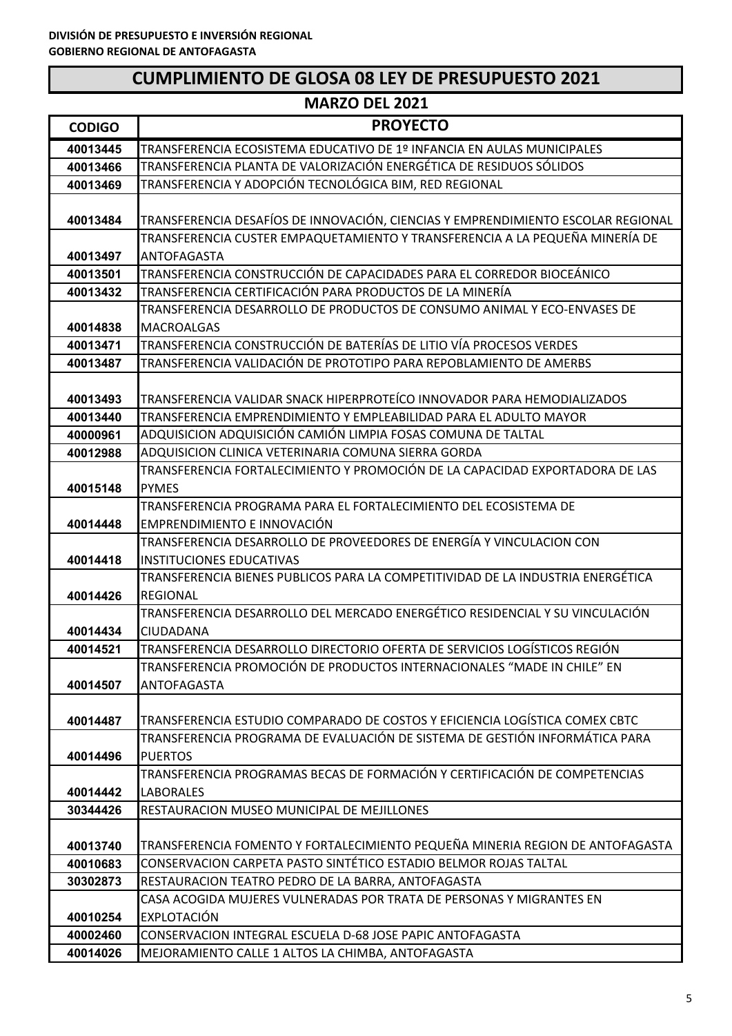**DIVISIÓN DE PRESUPUESTO E INVERSIÓN REGIONAL**
**GOBIERNO REGIONAL DE ANTOFAGASTA**

# CUMPLIMIENTO DE GLOSA 08 LEY DE PRESUPUESTO 2021

## MARZO DEL 2021

| CODIGO | PROYECTO |
|---|---|
| 40013445 | TRANSFERENCIA ECOSISTEMA EDUCATIVO DE 1º INFANCIA EN AULAS MUNICIPALES |
| 40013466 | TRANSFERENCIA PLANTA DE VALORIZACIÓN ENERGÉTICA DE RESIDUOS SÓLIDOS |
| 40013469 | TRANSFERENCIA Y ADOPCIÓN TECNOLÓGICA BIM, RED REGIONAL |
| 40013484 | TRANSFERENCIA DESAFÍOS DE INNOVACIÓN, CIENCIAS Y EMPRENDIMIENTO ESCOLAR REGIONAL |
| 40013497 | TRANSFERENCIA CUSTER EMPAQUETAMIENTO Y TRANSFERENCIA A LA PEQUEÑA MINERÍA DE ANTOFAGASTA |
| 40013501 | TRANSFERENCIA CONSTRUCCIÓN DE CAPACIDADES PARA EL CORREDOR BIOCEÁNICO |
| 40013432 | TRANSFERENCIA CERTIFICACIÓN PARA PRODUCTOS DE LA MINERÍA |
| 40014838 | TRANSFERENCIA DESARROLLO DE PRODUCTOS DE CONSUMO ANIMAL Y ECO-ENVASES DE MACROALGAS |
| 40013471 | TRANSFERENCIA CONSTRUCCIÓN DE BATERÍAS DE LITIO VÍA PROCESOS VERDES |
| 40013487 | TRANSFERENCIA VALIDACIÓN DE PROTOTIPO PARA REPOBLAMIENTO DE AMERBS |
| 40013493 | TRANSFERENCIA VALIDAR SNACK HIPERPROTEÍCO INNOVADOR PARA HEMODIALIZADOS |
| 40013440 | TRANSFERENCIA EMPRENDIMIENTO Y EMPLEABILIDAD PARA EL ADULTO MAYOR |
| 40000961 | ADQUISICION ADQUISICIÓN CAMIÓN LIMPIA FOSAS COMUNA DE TALTAL |
| 40012988 | ADQUISICION CLINICA VETERINARIA COMUNA SIERRA GORDA |
| 40015148 | TRANSFERENCIA FORTALECIMIENTO Y PROMOCIÓN DE LA CAPACIDAD EXPORTADORA DE LAS PYMES |
| 40014448 | TRANSFERENCIA PROGRAMA PARA EL FORTALECIMIENTO DEL ECOSISTEMA DE EMPRENDIMIENTO E INNOVACIÓN |
| 40014418 | TRANSFERENCIA DESARROLLO DE PROVEEDORES DE ENERGÍA Y VINCULACION CON INSTITUCIONES EDUCATIVAS |
| 40014426 | TRANSFERENCIA BIENES PUBLICOS PARA LA COMPETITIVIDAD DE LA INDUSTRIA ENERGÉTICA REGIONAL |
| 40014434 | TRANSFERENCIA DESARROLLO DEL MERCADO ENERGÉTICO RESIDENCIAL Y SU VINCULACIÓN CIUDADANA |
| 40014521 | TRANSFERENCIA DESARROLLO DIRECTORIO OFERTA DE SERVICIOS LOGÍSTICOS REGIÓN |
| 40014507 | TRANSFERENCIA PROMOCIÓN DE PRODUCTOS INTERNACIONALES “MADE IN CHILE” EN ANTOFAGASTA |
| 40014487 | TRANSFERENCIA ESTUDIO COMPARADO DE COSTOS Y EFICIENCIA LOGÍSTICA COMEX CBTC |
| 40014496 | TRANSFERENCIA PROGRAMA DE EVALUACIÓN DE SISTEMA DE GESTIÓN INFORMÁTICA PARA PUERTOS |
| 40014442 | TRANSFERENCIA PROGRAMAS BECAS DE FORMACIÓN Y CERTIFICACIÓN DE COMPETENCIAS LABORALES |
| 30344426 | RESTAURACION MUSEO MUNICIPAL DE MEJILLONES |
| 40013740 | TRANSFERENCIA FOMENTO Y FORTALECIMIENTO PEQUEÑA MINERIA REGION DE ANTOFAGASTA |
| 40010683 | CONSERVACION CARPETA PASTO SINTÉTICO ESTADIO BELMOR ROJAS TALTAL |
| 30302873 | RESTAURACION TEATRO PEDRO DE LA BARRA, ANTOFAGASTA |
| 40010254 | CASA ACOGIDA MUJERES VULNERADAS POR TRATA DE PERSONAS Y MIGRANTES EN EXPLOTACIÓN |
| 40002460 | CONSERVACION INTEGRAL ESCUELA D-68 JOSE PAPIC ANTOFAGASTA |
| 40014026 | MEJORAMIENTO CALLE 1 ALTOS LA CHIMBA, ANTOFAGASTA |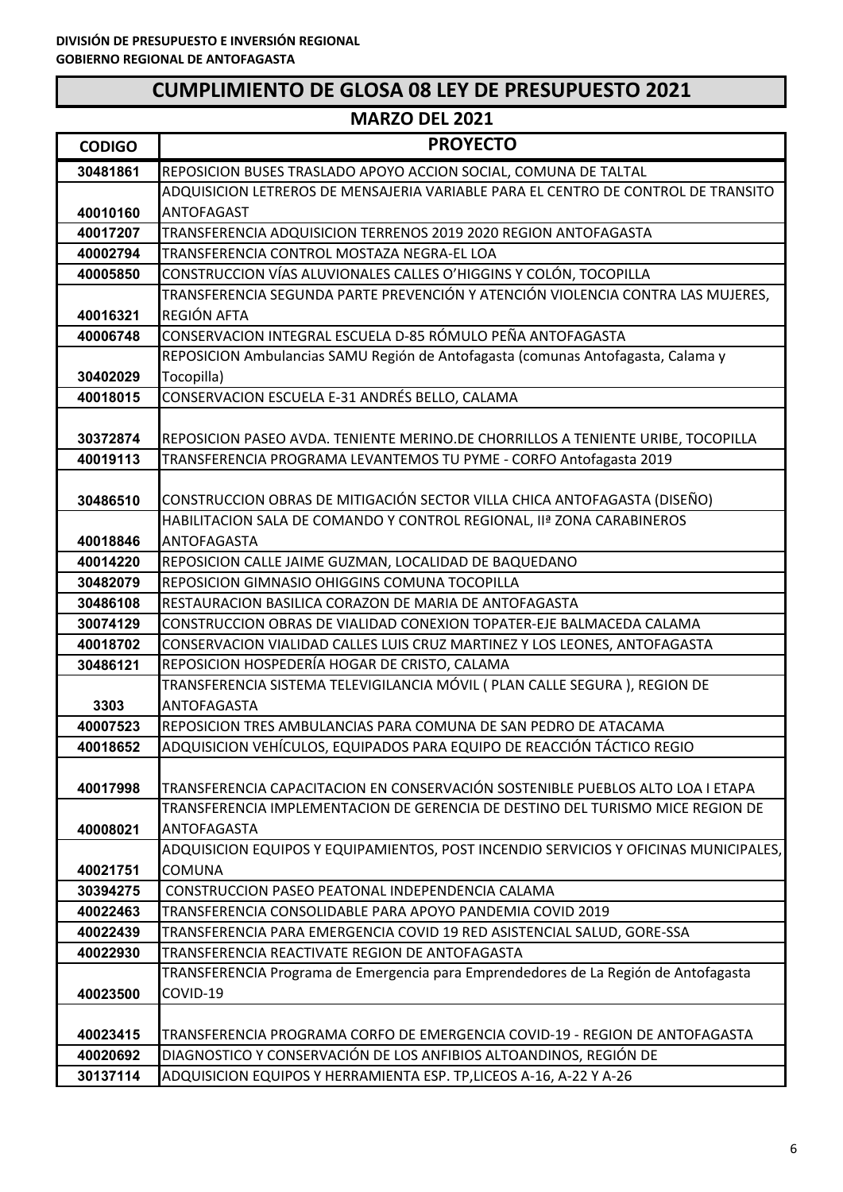**DIVISIÓN DE PRESUPUESTO E INVERSIÓN REGIONAL**
**GOBIERNO REGIONAL DE ANTOFAGASTA**

## CUMPLIMIENTO DE GLOSA 08 LEY DE PRESUPUESTO 2021

### MARZO DEL 2021

| CODIGO | PROYECTO |
|---|---|
| 30481861 | REPOSICION BUSES TRASLADO APOYO ACCION SOCIAL, COMUNA DE TALTAL |
| 40010160 | ADQUISICION LETREROS DE MENSAJERIA VARIABLE PARA EL CENTRO DE CONTROL DE TRANSITO ANTOFAGAST |
| 40017207 | TRANSFERENCIA ADQUISICION TERRENOS 2019 2020 REGION ANTOFAGASTA |
| 40002794 | TRANSFERENCIA CONTROL MOSTAZA NEGRA-EL LOA |
| 40005850 | CONSTRUCCION VÍAS ALUVIONALES CALLES O'HIGGINS Y COLÓN, TOCOPILLA |
| 40016321 | TRANSFERENCIA SEGUNDA PARTE PREVENCIÓN Y ATENCIÓN VIOLENCIA CONTRA LAS MUJERES, REGIÓN AFTA |
| 40006748 | CONSERVACION INTEGRAL ESCUELA D-85 RÓMULO PEÑA ANTOFAGASTA |
| 30402029 | REPOSICION Ambulancias SAMU Región de Antofagasta (comunas Antofagasta, Calama y Tocopilla) |
| 40018015 | CONSERVACION ESCUELA E-31 ANDRÉS BELLO, CALAMA |
| 30372874 | REPOSICION PASEO AVDA. TENIENTE MERINO.DE CHORRILLOS A TENIENTE URIBE, TOCOPILLA |
| 40019113 | TRANSFERENCIA PROGRAMA LEVANTEMOS TU PYME - CORFO Antofagasta 2019 |
| 30486510 | CONSTRUCCION OBRAS DE MITIGACIÓN SECTOR VILLA CHICA ANTOFAGASTA (DISEÑO) |
| 40018846 | HABILITACION SALA DE COMANDO Y CONTROL REGIONAL, IIª ZONA CARABINEROS ANTOFAGASTA |
| 40014220 | REPOSICION CALLE JAIME GUZMAN, LOCALIDAD DE BAQUEDANO |
| 30482079 | REPOSICION GIMNASIO OHIGGINS COMUNA TOCOPILLA |
| 30486108 | RESTAURACION BASILICA CORAZON DE MARIA DE ANTOFAGASTA |
| 30074129 | CONSTRUCCION OBRAS DE VIALIDAD CONEXION TOPATER-EJE BALMACEDA CALAMA |
| 40018702 | CONSERVACION VIALIDAD CALLES LUIS CRUZ MARTINEZ Y LOS LEONES, ANTOFAGASTA |
| 30486121 | REPOSICION HOSPEDERÍA HOGAR DE CRISTO, CALAMA |
| 3303 | TRANSFERENCIA SISTEMA TELEVIGILANCIA MÓVIL ( PLAN CALLE SEGURA ), REGION DE ANTOFAGASTA |
| 40007523 | REPOSICION TRES AMBULANCIAS PARA COMUNA DE SAN PEDRO DE ATACAMA |
| 40018652 | ADQUISICION VEHÍCULOS, EQUIPADOS PARA EQUIPO DE REACCIÓN TÁCTICO REGIO |
| 40017998 | TRANSFERENCIA CAPACITACION EN CONSERVACIÓN SOSTENIBLE PUEBLOS ALTO LOA I ETAPA |
| 40008021 | TRANSFERENCIA IMPLEMENTACION DE GERENCIA DE DESTINO DEL TURISMO MICE REGION DE ANTOFAGASTA |
| 40021751 | ADQUISICION EQUIPOS Y EQUIPAMIENTOS, POST INCENDIO SERVICIOS Y OFICINAS MUNICIPALES, COMUNA |
| 30394275 | CONSTRUCCION PASEO PEATONAL INDEPENDENCIA CALAMA |
| 40022463 | TRANSFERENCIA CONSOLIDABLE PARA APOYO PANDEMIA COVID 2019 |
| 40022439 | TRANSFERENCIA PARA EMERGENCIA COVID 19 RED ASISTENCIAL SALUD, GORE-SSA |
| 40022930 | TRANSFERENCIA REACTIVATE REGION DE ANTOFAGASTA |
| 40023500 | TRANSFERENCIA Programa de Emergencia para Emprendedores de La Región de Antofagasta COVID-19 |
| 40023415 | TRANSFERENCIA PROGRAMA CORFO DE EMERGENCIA COVID-19 - REGION DE ANTOFAGASTA |
| 40020692 | DIAGNOSTICO Y CONSERVACIÓN DE LOS ANFIBIOS ALTOANDINOS, REGIÓN DE |
| 30137114 | ADQUISICION EQUIPOS Y HERRAMIENTA ESP. TP,LICEOS A-16, A-22 Y A-26 |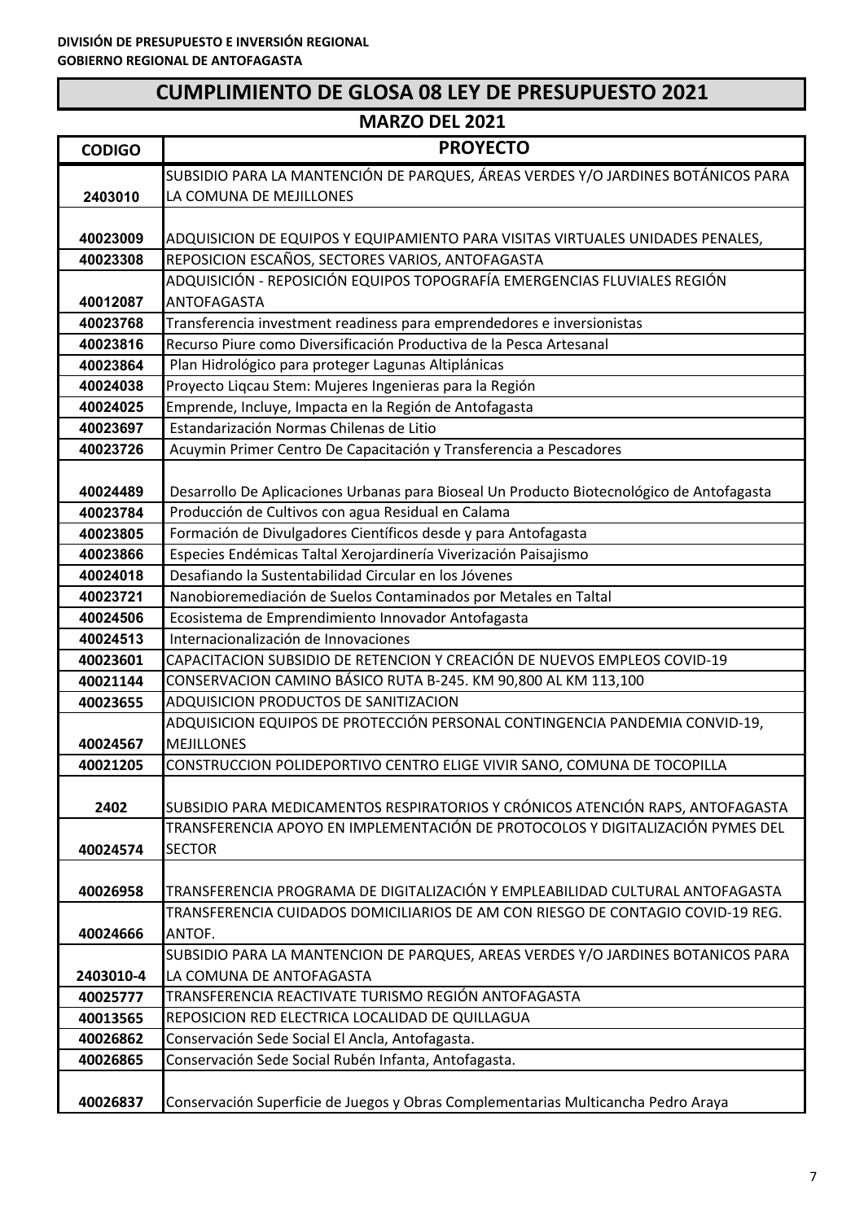**DIVISIÓN DE PRESUPUESTO E INVERSIÓN REGIONAL**
**GOBIERNO REGIONAL DE ANTOFAGASTA**

# CUMPLIMIENTO DE GLOSA 08 LEY DE PRESUPUESTO 2021

## MARZO DEL 2021

| CODIGO | PROYECTO |
|---|---|
| 2403010 | SUBSIDIO PARA LA MANTENCIÓN DE PARQUES, ÁREAS VERDES Y/O JARDINES BOTÁNICOS PARA LA COMUNA DE MEJILLONES |
| 40023009 | ADQUISICION DE EQUIPOS Y EQUIPAMIENTO PARA VISITAS VIRTUALES UNIDADES PENALES, |
| 40023308 | REPOSICION ESCAÑOS, SECTORES VARIOS, ANTOFAGASTA |
| 40012087 | ADQUISICIÓN - REPOSICIÓN EQUIPOS TOPOGRAFÍA EMERGENCIAS FLUVIALES REGIÓN ANTOFAGASTA |
| 40023768 | Transferencia investment readiness para emprendedores e inversionistas |
| 40023816 | Recurso Piure como Diversificación Productiva de la Pesca Artesanal |
| 40023864 | Plan Hidrológico para proteger Lagunas Altiplánicas |
| 40024038 | Proyecto Liqcau Stem: Mujeres Ingenieras para la Región |
| 40024025 | Emprende, Incluye, Impacta en la Región de Antofagasta |
| 40023697 | Estandarización Normas Chilenas de Litio |
| 40023726 | Acuymin Primer Centro De Capacitación y Transferencia a Pescadores |
| 40024489 | Desarrollo De Aplicaciones Urbanas para Bioseal Un Producto Biotecnológico de Antofagasta |
| 40023784 | Producción de Cultivos con agua Residual en Calama |
| 40023805 | Formación de Divulgadores Científicos desde y para Antofagasta |
| 40023866 | Especies Endémicas Taltal Xerojardinería Viverización Paisajismo |
| 40024018 | Desafiando la Sustentabilidad Circular en los Jóvenes |
| 40023721 | Nanobioremediación de Suelos Contaminados por Metales en Taltal |
| 40024506 | Ecosistema de Emprendimiento Innovador Antofagasta |
| 40024513 | Internacionalización de Innovaciones |
| 40023601 | CAPACITACION SUBSIDIO DE RETENCION Y CREACIÓN DE NUEVOS EMPLEOS COVID-19 |
| 40021144 | CONSERVACION CAMINO BÁSICO RUTA B-245. KM 90,800 AL KM 113,100 |
| 40023655 | ADQUISICION PRODUCTOS DE SANITIZACION |
| 40024567 | ADQUISICION EQUIPOS DE PROTECCIÓN PERSONAL CONTINGENCIA PANDEMIA CONVID-19, MEJILLONES |
| 40021205 | CONSTRUCCION POLIDEPORTIVO CENTRO ELIGE VIVIR SANO, COMUNA DE TOCOPILLA |
| 2402 | SUBSIDIO PARA MEDICAMENTOS RESPIRATORIOS Y CRÓNICOS ATENCIÓN RAPS, ANTOFAGASTA |
| 40024574 | TRANSFERENCIA APOYO EN IMPLEMENTACIÓN DE PROTOCOLOS Y DIGITALIZACIÓN PYMES DEL SECTOR |
| 40026958 | TRANSFERENCIA PROGRAMA DE DIGITALIZACIÓN Y EMPLEABILIDAD CULTURAL ANTOFAGASTA |
| 40024666 | TRANSFERENCIA CUIDADOS DOMICILIARIOS DE AM CON RIESGO DE CONTAGIO COVID-19 REG. ANTOF. |
| 2403010-4 | SUBSIDIO PARA LA MANTENCION DE PARQUES, AREAS VERDES Y/O JARDINES BOTANICOS PARA LA COMUNA DE ANTOFAGASTA |
| 40025777 | TRANSFERENCIA REACTIVATE TURISMO REGIÓN ANTOFAGASTA |
| 40013565 | REPOSICION RED ELECTRICA LOCALIDAD DE QUILLAGUA |
| 40026862 | Conservación Sede Social El Ancla, Antofagasta. |
| 40026865 | Conservación Sede Social Rubén Infanta, Antofagasta. |
| 40026837 | Conservación Superficie de Juegos y Obras Complementarias Multicancha Pedro Araya |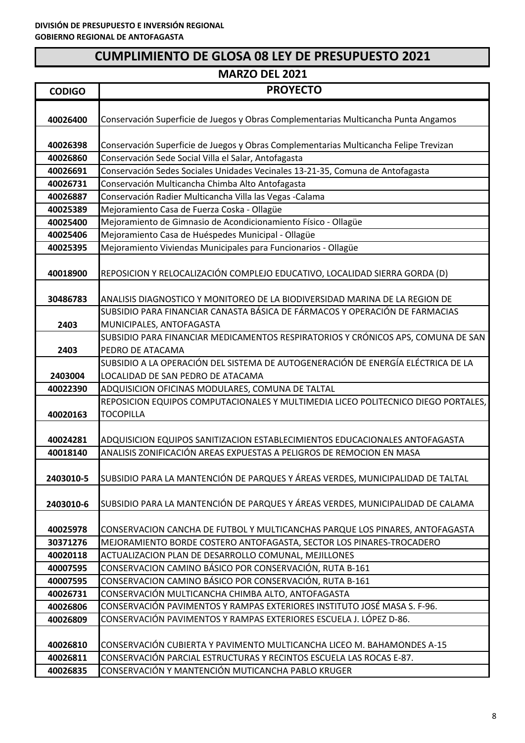**DIVISIÓN DE PRESUPUESTO E INVERSIÓN REGIONAL**
**GOBIERNO REGIONAL DE ANTOFAGASTA**

# CUMPLIMIENTO DE GLOSA 08 LEY DE PRESUPUESTO 2021

## MARZO DEL 2021

| CODIGO | PROYECTO |
|---|---|
| 40026400 | Conservación Superficie de Juegos y Obras Complementarias Multicancha Punta Angamos |
| 40026398 | Conservación Superficie de Juegos y Obras Complementarias Multicancha Felipe Trevizan |
| 40026860 | Conservación Sede Social Villa el Salar, Antofagasta |
| 40026691 | Conservación Sedes Sociales Unidades Vecinales 13-21-35, Comuna de Antofagasta |
| 40026731 | Conservación Multicancha Chimba Alto Antofagasta |
| 40026887 | Conservación Radier Multicancha Villa las Vegas -Calama |
| 40025389 | Mejoramiento Casa de Fuerza Coska - Ollagüe |
| 40025400 | Mejoramiento de Gimnasio de Acondicionamiento Físico - Ollagüe |
| 40025406 | Mejoramiento Casa de Huéspedes Municipal - Ollagüe |
| 40025395 | Mejoramiento Viviendas Municipales para Funcionarios - Ollagüe |
| 40018900 | REPOSICION Y RELOCALIZACIÓN COMPLEJO EDUCATIVO, LOCALIDAD SIERRA GORDA (D) |
| 30486783 | ANALISIS DIAGNOSTICO Y MONITOREO DE LA BIODIVERSIDAD MARINA DE LA REGION DE |
| 2403 | SUBSIDIO PARA FINANCIAR CANASTA BÁSICA DE FÁRMACOS Y OPERACIÓN DE FARMACIAS MUNICIPALES, ANTOFAGASTA |
| 2403 | SUBSIDIO PARA FINANCIAR MEDICAMENTOS RESPIRATORIOS Y CRÓNICOS APS, COMUNA DE SAN PEDRO DE ATACAMA |
| 2403004 | SUBSIDIO A LA OPERACIÓN DEL SISTEMA DE AUTOGENERACIÓN DE ENERGÍA ELÉCTRICA DE LA LOCALIDAD DE SAN PEDRO DE ATACAMA |
| 40022390 | ADQUISICION OFICINAS MODULARES, COMUNA DE TALTAL |
| 40020163 | REPOSICION EQUIPOS COMPUTACIONALES Y MULTIMEDIA LICEO POLITECNICO DIEGO PORTALES, TOCOPILLA |
| 40024281 | ADQUISICION EQUIPOS SANITIZACION ESTABLECIMIENTOS EDUCACIONALES ANTOFAGASTA |
| 40018140 | ANALISIS ZONIFICACIÓN AREAS EXPUESTAS A PELIGROS DE REMOCION EN MASA |
| 2403010-5 | SUBSIDIO PARA LA MANTENCIÓN DE PARQUES Y ÁREAS VERDES, MUNICIPALIDAD DE TALTAL |
| 2403010-6 | SUBSIDIO PARA LA MANTENCIÓN DE PARQUES Y ÁREAS VERDES, MUNICIPALIDAD DE CALAMA |
| 40025978 | CONSERVACION CANCHA DE FUTBOL Y MULTICANCHAS PARQUE LOS PINARES, ANTOFAGASTA |
| 30371276 | MEJORAMIENTO BORDE COSTERO ANTOFAGASTA, SECTOR LOS PINARES-TROCADERO |
| 40020118 | ACTUALIZACION PLAN DE DESARROLLO COMUNAL, MEJILLONES |
| 40007595 | CONSERVACION CAMINO BÁSICO POR CONSERVACIÓN, RUTA B-161 |
| 40007595 | CONSERVACION CAMINO BÁSICO POR CONSERVACIÓN, RUTA B-161 |
| 40026731 | CONSERVACIÓN MULTICANCHA CHIMBA ALTO, ANTOFAGASTA |
| 40026806 | CONSERVACIÓN PAVIMENTOS Y RAMPAS EXTERIORES INSTITUTO JOSÉ MASA S. F-96. |
| 40026809 | CONSERVACIÓN PAVIMENTOS Y RAMPAS EXTERIORES ESCUELA J. LÓPEZ D-86. |
| 40026810 | CONSERVACIÓN CUBIERTA Y PAVIMENTO MULTICANCHA LICEO M. BAHAMONDES A-15 |
| 40026811 | CONSERVACIÓN PARCIAL ESTRUCTURAS Y RECINTOS ESCUELA LAS ROCAS E-87. |
| 40026835 | CONSERVACIÓN Y MANTENCIÓN MUTICANCHA PABLO KRUGER |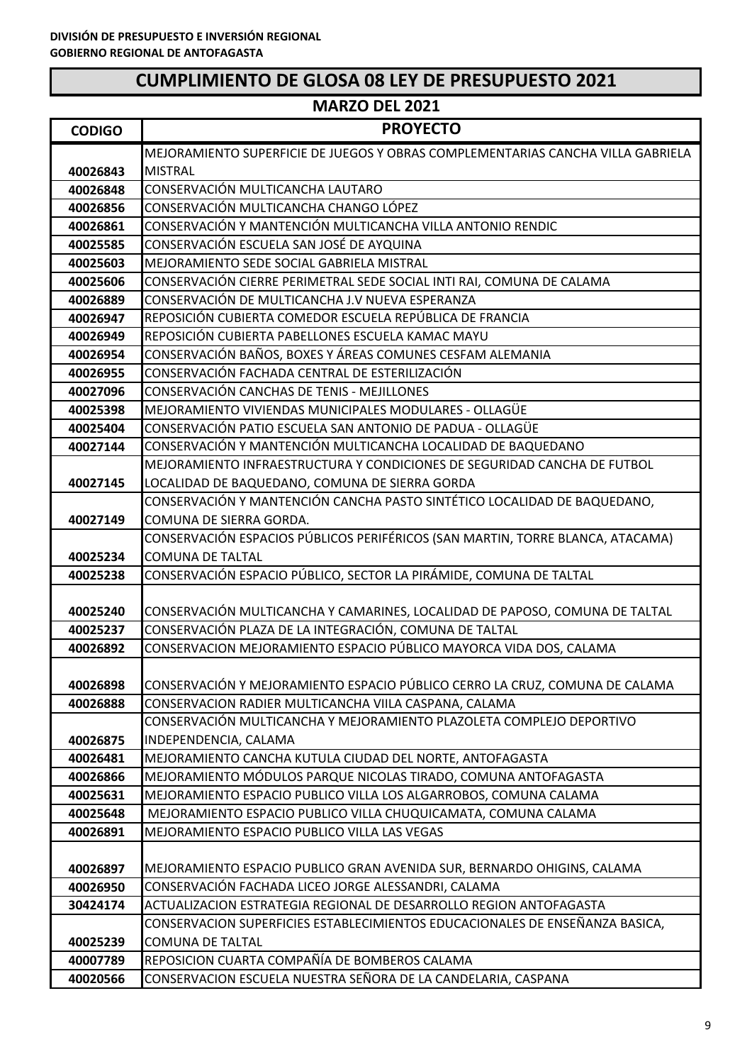**DIVISIÓN DE PRESUPUESTO E INVERSIÓN REGIONAL**
**GOBIERNO REGIONAL DE ANTOFAGASTA**

# CUMPLIMIENTO DE GLOSA 08 LEY DE PRESUPUESTO 2021

## MARZO DEL 2021

| CODIGO | PROYECTO |
|---|---|
| 40026843 | MEJORAMIENTO SUPERFICIE DE JUEGOS Y OBRAS COMPLEMENTARIAS CANCHA VILLA GABRIELA MISTRAL |
| 40026848 | CONSERVACIÓN MULTICANCHA LAUTARO |
| 40026856 | CONSERVACIÓN MULTICANCHA CHANGO LÓPEZ |
| 40026861 | CONSERVACIÓN Y MANTENCIÓN MULTICANCHA VILLA ANTONIO RENDIC |
| 40025585 | CONSERVACIÓN ESCUELA SAN JOSÉ DE AYQUINA |
| 40025603 | MEJORAMIENTO SEDE SOCIAL GABRIELA MISTRAL |
| 40025606 | CONSERVACIÓN CIERRE PERIMETRAL SEDE SOCIAL INTI RAI, COMUNA DE CALAMA |
| 40026889 | CONSERVACIÓN DE MULTICANCHA J.V NUEVA ESPERANZA |
| 40026947 | REPOSICIÓN CUBIERTA COMEDOR ESCUELA REPÚBLICA DE FRANCIA |
| 40026949 | REPOSICIÓN CUBIERTA PABELLONES ESCUELA KAMAC MAYU |
| 40026954 | CONSERVACIÓN BAÑOS, BOXES Y ÁREAS COMUNES CESFAM ALEMANIA |
| 40026955 | CONSERVACIÓN FACHADA CENTRAL DE ESTERILIZACIÓN |
| 40027096 | CONSERVACIÓN CANCHAS DE TENIS - MEJILLONES |
| 40025398 | MEJORAMIENTO VIVIENDAS MUNICIPALES MODULARES - OLLAGÜE |
| 40025404 | CONSERVACIÓN PATIO ESCUELA SAN ANTONIO DE PADUA - OLLAGÜE |
| 40027144 | CONSERVACIÓN Y MANTENCIÓN MULTICANCHA LOCALIDAD DE BAQUEDANO |
| 40027145 | MEJORAMIENTO INFRAESTRUCTURA Y CONDICIONES DE SEGURIDAD CANCHA DE FUTBOL LOCALIDAD DE BAQUEDANO, COMUNA DE SIERRA GORDA |
| 40027149 | CONSERVACIÓN Y MANTENCIÓN CANCHA PASTO SINTÉTICO LOCALIDAD DE BAQUEDANO, COMUNA DE SIERRA GORDA. |
| 40025234 | CONSERVACIÓN ESPACIOS PÚBLICOS PERIFÉRICOS (SAN MARTIN, TORRE BLANCA, ATACAMA) COMUNA DE TALTAL |
| 40025238 | CONSERVACIÓN ESPACIO PÚBLICO, SECTOR LA PIRÁMIDE, COMUNA DE TALTAL |
| 40025240 | CONSERVACIÓN MULTICANCHA Y CAMARINES, LOCALIDAD DE PAPOSO, COMUNA DE TALTAL |
| 40025237 | CONSERVACIÓN PLAZA DE LA INTEGRACIÓN, COMUNA DE TALTAL |
| 40026892 | CONSERVACION MEJORAMIENTO ESPACIO PÚBLICO MAYORCA VIDA DOS, CALAMA |
| 40026898 | CONSERVACIÓN Y MEJORAMIENTO ESPACIO PÚBLICO CERRO LA CRUZ, COMUNA DE CALAMA |
| 40026888 | CONSERVACION RADIER MULTICANCHA VIILA CASPANA, CALAMA |
| 40026875 | CONSERVACIÓN MULTICANCHA Y MEJORAMIENTO PLAZOLETA COMPLEJO DEPORTIVO INDEPENDENCIA, CALAMA |
| 40026481 | MEJORAMIENTO CANCHA KUTULA CIUDAD DEL NORTE, ANTOFAGASTA |
| 40026866 | MEJORAMIENTO MÓDULOS PARQUE NICOLAS TIRADO, COMUNA ANTOFAGASTA |
| 40025631 | MEJORAMIENTO ESPACIO PUBLICO VILLA LOS ALGARROBOS, COMUNA CALAMA |
| 40025648 | MEJORAMIENTO ESPACIO PUBLICO VILLA CHUQUICAMATA, COMUNA CALAMA |
| 40026891 | MEJORAMIENTO ESPACIO PUBLICO VILLA LAS VEGAS |
| 40026897 | MEJORAMIENTO ESPACIO PUBLICO GRAN AVENIDA SUR, BERNARDO OHIGINS, CALAMA |
| 40026950 | CONSERVACIÓN FACHADA LICEO JORGE ALESSANDRI, CALAMA |
| 30424174 | ACTUALIZACION ESTRATEGIA REGIONAL DE DESARROLLO REGION ANTOFAGASTA |
| 40025239 | CONSERVACION SUPERFICIES ESTABLECIMIENTOS EDUCACIONALES DE ENSEÑANZA BASICA, COMUNA DE TALTAL |
| 40007789 | REPOSICION CUARTA COMPAÑÍA DE BOMBEROS CALAMA |
| 40020566 | CONSERVACION ESCUELA NUESTRA SEÑORA DE LA CANDELARIA, CASPANA |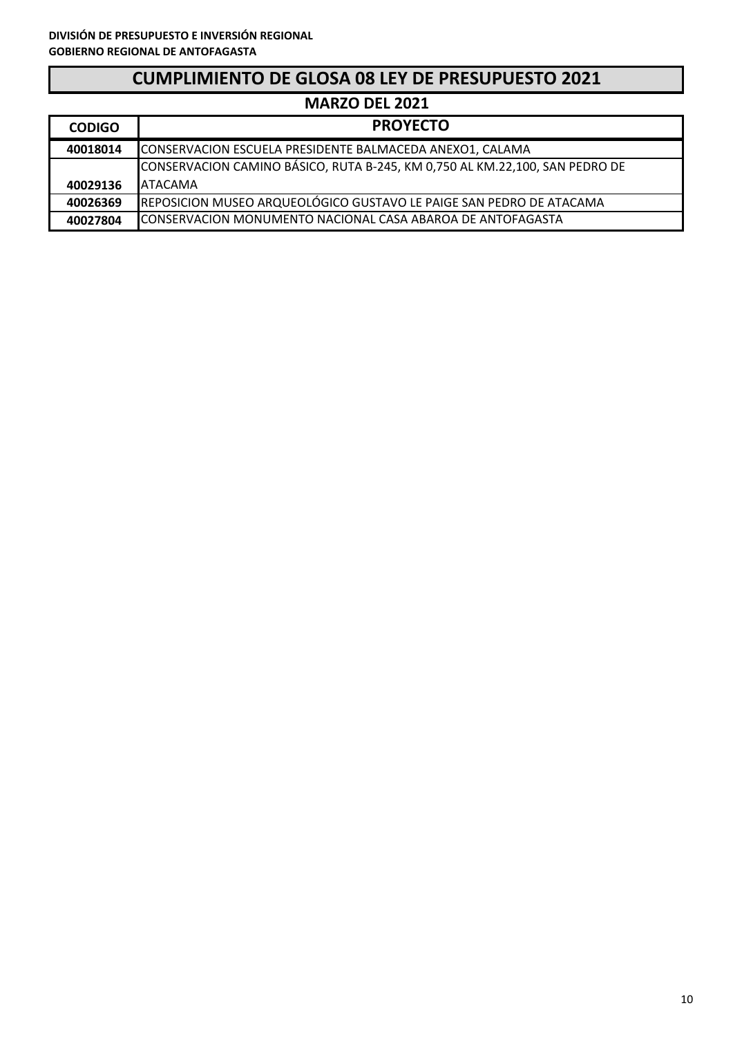**DIVISIÓN DE PRESUPUESTO E INVERSIÓN REGIONAL**
**GOBIERNO REGIONAL DE ANTOFAGASTA**

# CUMPLIMIENTO DE GLOSA 08 LEY DE PRESUPUESTO 2021

## MARZO DEL 2021

| CODIGO | PROYECTO |
|---|---|
| 40018014 | CONSERVACION ESCUELA PRESIDENTE BALMACEDA ANEXO1, CALAMA |
| 40029136 | CONSERVACION CAMINO BÁSICO, RUTA B-245, KM 0,750 AL KM.22,100, SAN PEDRO DE ATACAMA |
| 40026369 | REPOSICION MUSEO ARQUEOLÓGICO GUSTAVO LE PAIGE SAN PEDRO DE ATACAMA |
| 40027804 | CONSERVACION MONUMENTO NACIONAL CASA ABAROA DE ANTOFAGASTA |